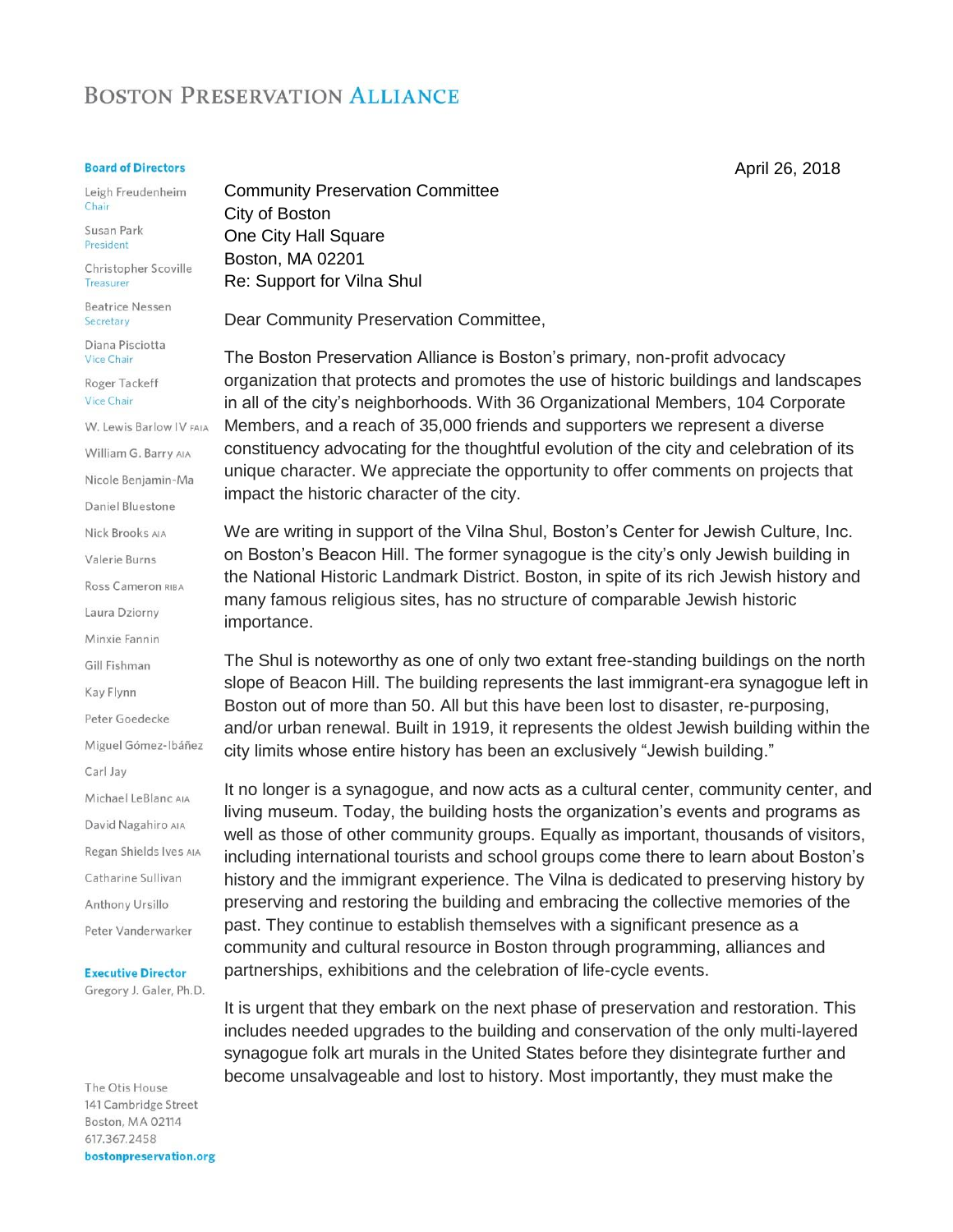# Boston Preservation Alliance

**Board of Directors**

Leigh Freudenheim
Chair

Susan Park
President

Christopher Scoville
Treasurer

Beatrice Nessen
Secretary

Diana Pisciotta
Vice Chair

Roger Tackeff
Vice Chair

W. Lewis Barlow IV FAIA

William G. Barry AIA

Nicole Benjamin-Ma

Daniel Bluestone

Nick Brooks AIA

Valerie Burns

Ross Cameron RIBA

Laura Dziorny

Minxie Fannin

Gill Fishman

Kay Flynn

Peter Goedecke

Miguel Gómez-Ibáñez

Carl Jay

Michael LeBlanc AIA

David Nagahiro AIA

Regan Shields Ives AIA

Catharine Sullivan

Anthony Ursillo

Peter Vanderwarker

**Executive Director**
Gregory J. Galer, Ph.D.

The Otis House
141 Cambridge Street
Boston, MA 02114
617.367.2458
**bostonpreservation.org**

April 26, 2018

Community Preservation Committee
City of Boston
One City Hall Square
Boston, MA 02201
Re: Support for Vilna Shul

Dear Community Preservation Committee,

The Boston Preservation Alliance is Boston's primary, non-profit advocacy organization that protects and promotes the use of historic buildings and landscapes in all of the city's neighborhoods. With 36 Organizational Members, 104 Corporate Members, and a reach of 35,000 friends and supporters we represent a diverse constituency advocating for the thoughtful evolution of the city and celebration of its unique character. We appreciate the opportunity to offer comments on projects that impact the historic character of the city.

We are writing in support of the Vilna Shul, Boston's Center for Jewish Culture, Inc. on Boston's Beacon Hill. The former synagogue is the city's only Jewish building in the National Historic Landmark District. Boston, in spite of its rich Jewish history and many famous religious sites, has no structure of comparable Jewish historic importance.

The Shul is noteworthy as one of only two extant free-standing buildings on the north slope of Beacon Hill. The building represents the last immigrant-era synagogue left in Boston out of more than 50. All but this have been lost to disaster, re-purposing, and/or urban renewal. Built in 1919, it represents the oldest Jewish building within the city limits whose entire history has been an exclusively "Jewish building."

It no longer is a synagogue, and now acts as a cultural center, community center, and living museum. Today, the building hosts the organization's events and programs as well as those of other community groups. Equally as important, thousands of visitors, including international tourists and school groups come there to learn about Boston's history and the immigrant experience. The Vilna is dedicated to preserving history by preserving and restoring the building and embracing the collective memories of the past. They continue to establish themselves with a significant presence as a community and cultural resource in Boston through programming, alliances and partnerships, exhibitions and the celebration of life-cycle events.

It is urgent that they embark on the next phase of preservation and restoration. This includes needed upgrades to the building and conservation of the only multi-layered synagogue folk art murals in the United States before they disintegrate further and become unsalvageable and lost to history. Most importantly, they must make the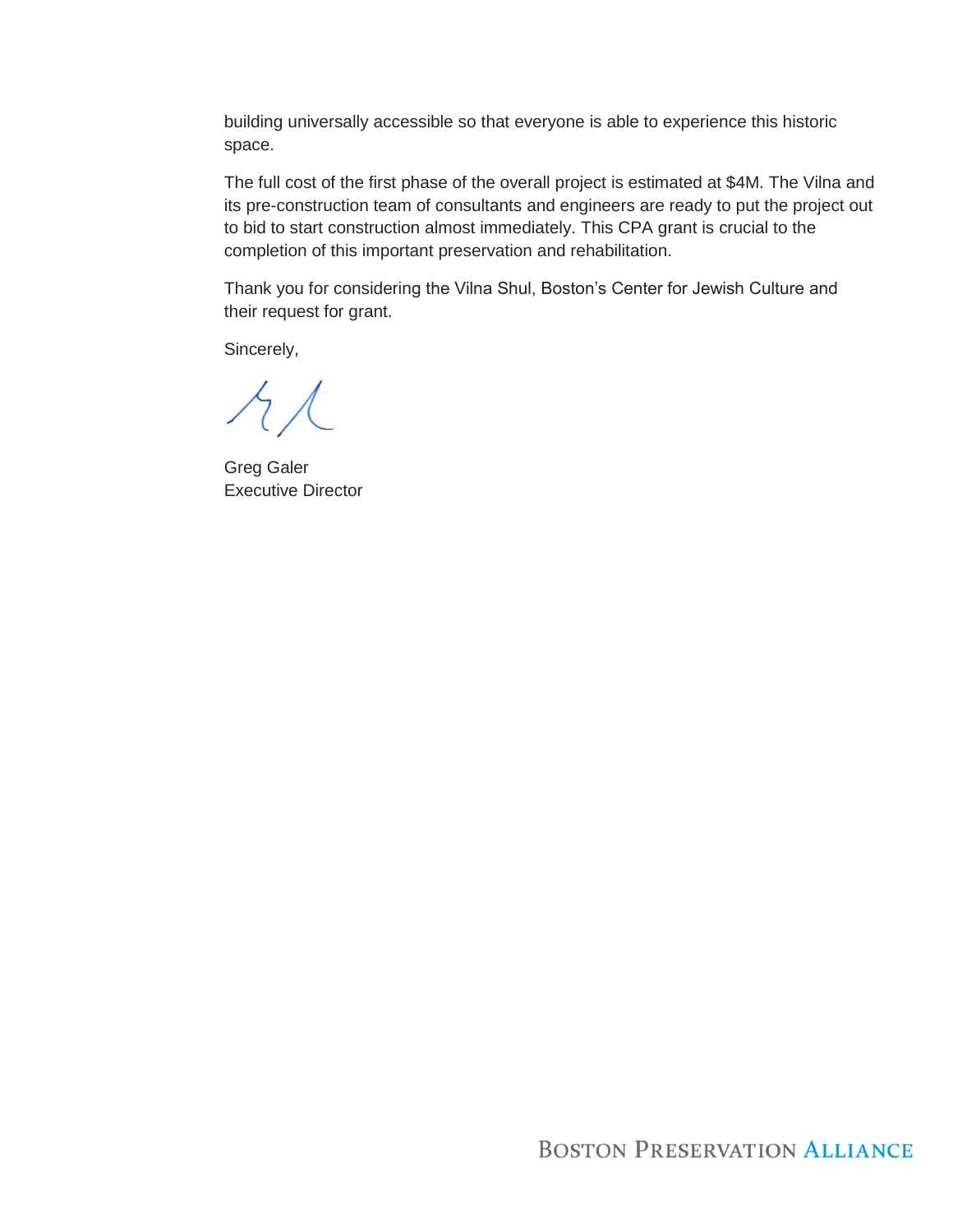building universally accessible so that everyone is able to experience this historic space.

The full cost of the first phase of the overall project is estimated at $4M. The Vilna and its pre-construction team of consultants and engineers are ready to put the project out to bid to start construction almost immediately. This CPA grant is crucial to the completion of this important preservation and rehabilitation.

Thank you for considering the Vilna Shul, Boston's Center for Jewish Culture and their request for grant.

Sincerely,

Greg Galer
Executive Director